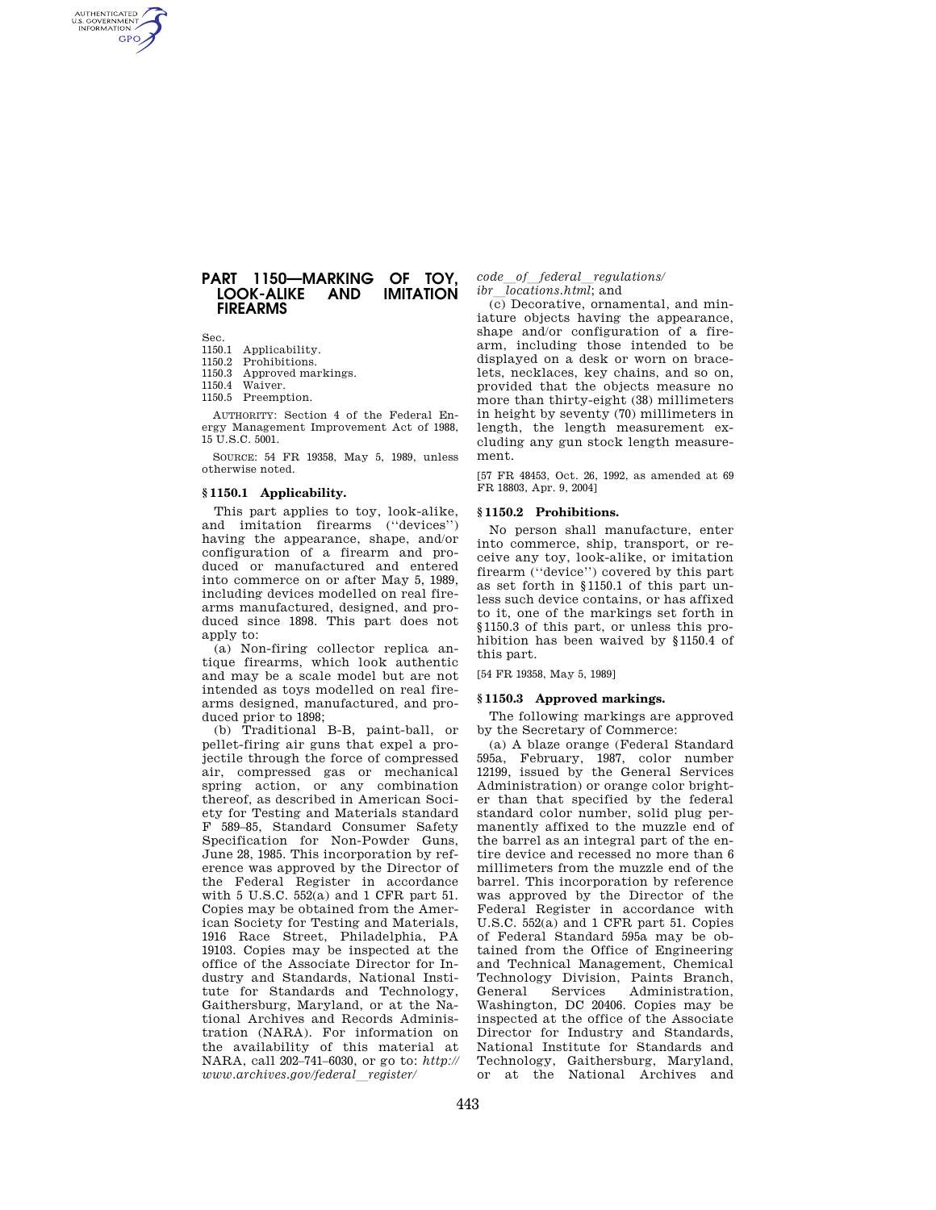# PART 1150—MARKING OF TOY, LOOK-ALIKE AND IMITATION FIREARMS

Sec.
1150.1 Applicability.
1150.2 Prohibitions.
1150.3 Approved markings.
1150.4 Waiver.
1150.5 Preemption.

AUTHORITY: Section 4 of the Federal Energy Management Improvement Act of 1988, 15 U.S.C. 5001.

SOURCE: 54 FR 19358, May 5, 1989, unless otherwise noted.

## § 1150.1 Applicability.

This part applies to toy, look-alike, and imitation firearms (''devices'') having the appearance, shape, and/or configuration of a firearm and produced or manufactured and entered into commerce on or after May 5, 1989, including devices modelled on real firearms manufactured, designed, and produced since 1898. This part does not apply to:

(a) Non-firing collector replica antique firearms, which look authentic and may be a scale model but are not intended as toys modelled on real firearms designed, manufactured, and produced prior to 1898;

(b) Traditional B-B, paint-ball, or pellet-firing air guns that expel a projectile through the force of compressed air, compressed gas or mechanical spring action, or any combination thereof, as described in American Society for Testing and Materials standard F 589–85, Standard Consumer Safety Specification for Non-Powder Guns, June 28, 1985. This incorporation by reference was approved by the Director of the Federal Register in accordance with 5 U.S.C. 552(a) and 1 CFR part 51. Copies may be obtained from the American Society for Testing and Materials, 1916 Race Street, Philadelphia, PA 19103. Copies may be inspected at the office of the Associate Director for Industry and Standards, National Institute for Standards and Technology, Gaithersburg, Maryland, or at the National Archives and Records Administration (NARA). For information on the availability of this material at NARA, call 202–741–6030, or go to: *http://www.archives.gov/federal_register/code_of_federal_regulations/ibr_locations.html*; and

(c) Decorative, ornamental, and miniature objects having the appearance, shape and/or configuration of a firearm, including those intended to be displayed on a desk or worn on bracelets, necklaces, key chains, and so on, provided that the objects measure no more than thirty-eight (38) millimeters in height by seventy (70) millimeters in length, the length measurement excluding any gun stock length measurement.

[57 FR 48453, Oct. 26, 1992, as amended at 69 FR 18803, Apr. 9, 2004]

## § 1150.2 Prohibitions.

No person shall manufacture, enter into commerce, ship, transport, or receive any toy, look-alike, or imitation firearm (''device'') covered by this part as set forth in § 1150.1 of this part unless such device contains, or has affixed to it, one of the markings set forth in § 1150.3 of this part, or unless this prohibition has been waived by § 1150.4 of this part.

[54 FR 19358, May 5, 1989]

## § 1150.3 Approved markings.

The following markings are approved by the Secretary of Commerce:

(a) A blaze orange (Federal Standard 595a, February, 1987, color number 12199, issued by the General Services Administration) or orange color brighter than that specified by the federal standard color number, solid plug permanently affixed to the muzzle end of the barrel as an integral part of the entire device and recessed no more than 6 millimeters from the muzzle end of the barrel. This incorporation by reference was approved by the Director of the Federal Register in accordance with U.S.C. 552(a) and 1 CFR part 51. Copies of Federal Standard 595a may be obtained from the Office of Engineering and Technical Management, Chemical Technology Division, Paints Branch, General Services Administration, Washington, DC 20406. Copies may be inspected at the office of the Associate Director for Industry and Standards, National Institute for Standards and Technology, Gaithersburg, Maryland, or at the National Archives and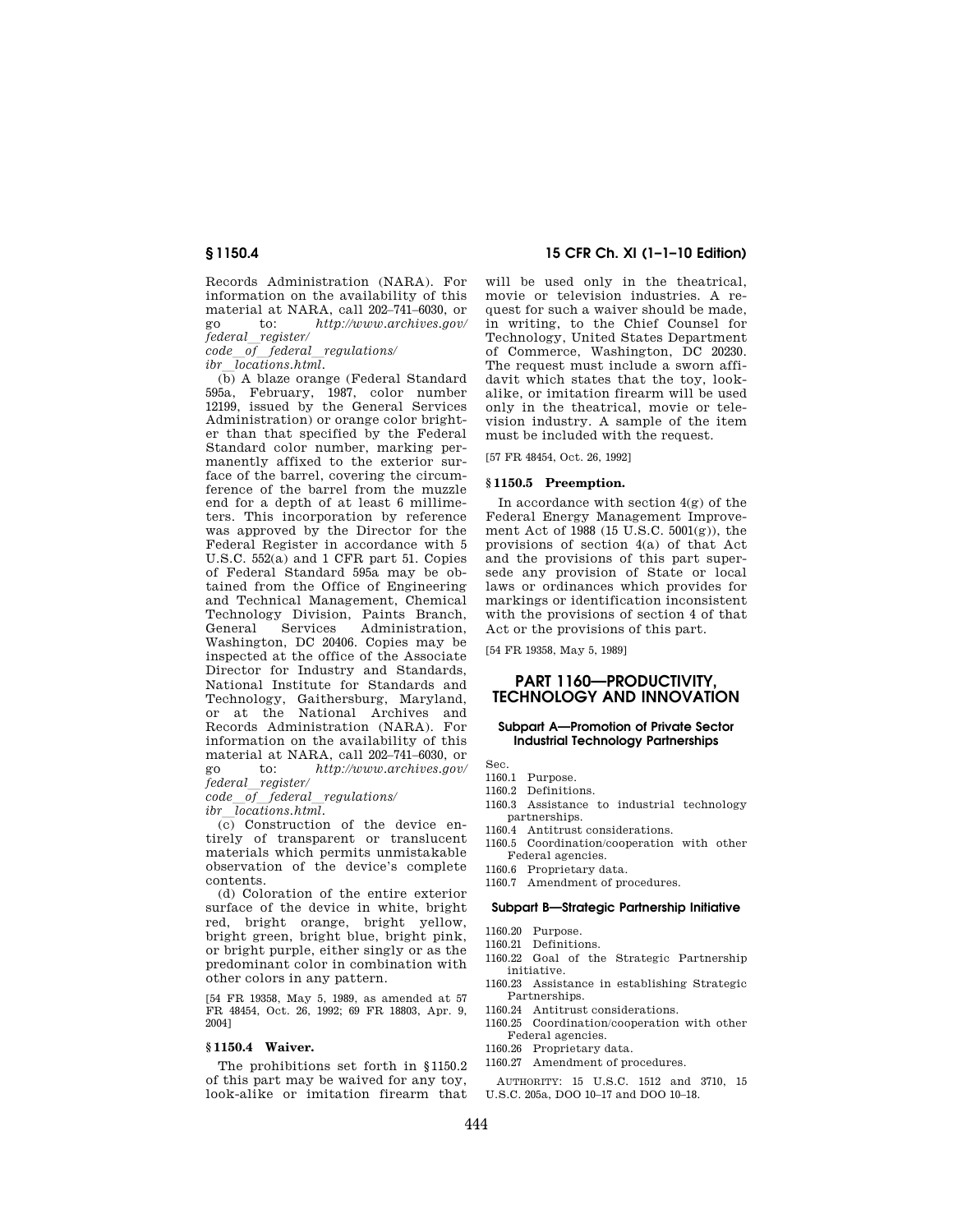Records Administration (NARA). For information on the availability of this material at NARA, call 202–741–6030, or go to: *http://www.archives.gov/federal_register/code_of_federal_regulations/ibr_locations.html.*

(b) A blaze orange (Federal Standard 595a, February, 1987, color number 12199, issued by the General Services Administration) or orange color brighter than that specified by the Federal Standard color number, marking permanently affixed to the exterior surface of the barrel, covering the circumference of the barrel from the muzzle end for a depth of at least 6 millimeters. This incorporation by reference was approved by the Director for the Federal Register in accordance with 5 U.S.C. 552(a) and 1 CFR part 51. Copies of Federal Standard 595a may be obtained from the Office of Engineering and Technical Management, Chemical Technology Division, Paints Branch, General Services Administration, Washington, DC 20406. Copies may be inspected at the office of the Associate Director for Industry and Standards, National Institute for Standards and Technology, Gaithersburg, Maryland, or at the National Archives and Records Administration (NARA). For information on the availability of this material at NARA, call 202–741–6030, or go to: *http://www.archives.gov/federal_register/code_of_federal_regulations/ibr_locations.html.*

(c) Construction of the device entirely of transparent or translucent materials which permits unmistakable observation of the device's complete contents.

(d) Coloration of the entire exterior surface of the device in white, bright red, bright orange, bright yellow, bright green, bright blue, bright pink, or bright purple, either singly or as the predominant color in combination with other colors in any pattern.

[54 FR 19358, May 5, 1989, as amended at 57 FR 48454, Oct. 26, 1992; 69 FR 18803, Apr. 9, 2004]

### § 1150.4 Waiver.

The prohibitions set forth in § 1150.2 of this part may be waived for any toy, look-alike or imitation firearm that will be used only in the theatrical, movie or television industries. A request for such a waiver should be made, in writing, to the Chief Counsel for Technology, United States Department of Commerce, Washington, DC 20230. The request must include a sworn affidavit which states that the toy, look-alike, or imitation firearm will be used only in the theatrical, movie or television industry. A sample of the item must be included with the request.

[57 FR 48454, Oct. 26, 1992]

### § 1150.5 Preemption.

In accordance with section 4(g) of the Federal Energy Management Improvement Act of 1988 (15 U.S.C. 5001(g)), the provisions of section 4(a) of that Act and the provisions of this part supersede any provision of State or local laws or ordinances which provides for markings or identification inconsistent with the provisions of section 4 of that Act or the provisions of this part.

[54 FR 19358, May 5, 1989]

## PART 1160—PRODUCTIVITY, TECHNOLOGY AND INNOVATION

#### Subpart A—Promotion of Private Sector Industrial Technology Partnerships

Sec.
1160.1 Purpose.
1160.2 Definitions.
1160.3 Assistance to industrial technology partnerships.
1160.4 Antitrust considerations.
1160.5 Coordination/cooperation with other Federal agencies.
1160.6 Proprietary data.
1160.7 Amendment of procedures.

#### Subpart B—Strategic Partnership Initiative

1160.20 Purpose.
1160.21 Definitions.
1160.22 Goal of the Strategic Partnership initiative.
1160.23 Assistance in establishing Strategic Partnerships.
1160.24 Antitrust considerations.
1160.25 Coordination/cooperation with other Federal agencies.
1160.26 Proprietary data.
1160.27 Amendment of procedures.

AUTHORITY: 15 U.S.C. 1512 and 3710, 15 U.S.C. 205a, DOO 10–17 and DOO 10–18.